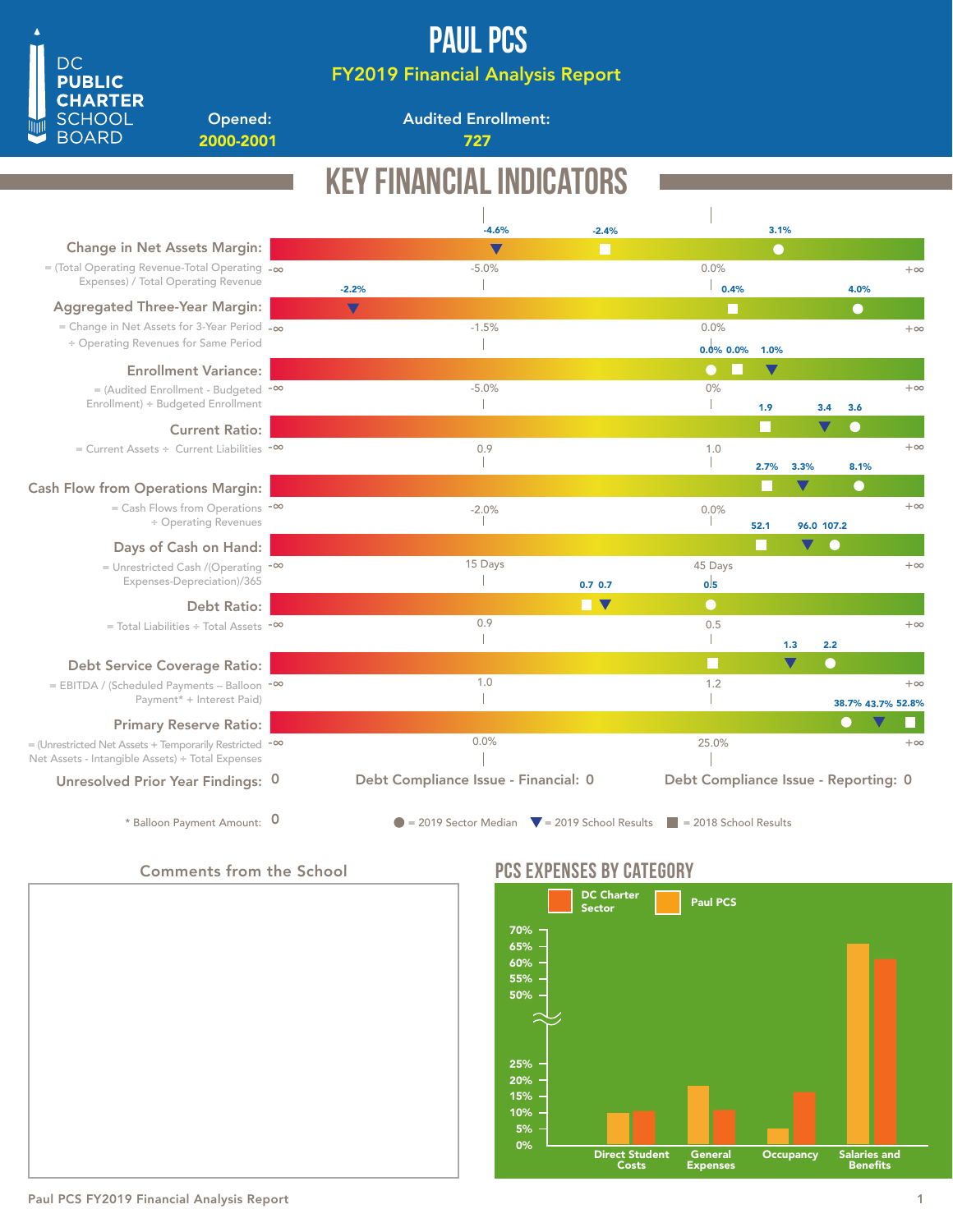# PAUL PCS

## FY2019 Financial Analysis Report

DC PUBLIC CHARTER SCHOOL BOARD

**Opened:** 2000-2001

**Audited Enrollment:** 727

## KEY FINANCIAL INDICATORS

| Indicator | Formula | Scale markers | 2019 Sector Median | 2019 School Results | 2018 School Results |
|---|---|---|---|---|---|
| Change in Net Assets Margin | = (Total Operating Revenue-Total Operating Expenses) / Total Operating Revenue | -∞, -5.0%, 0.0%, +∞ | 3.1% | -4.6% | -2.4% |
| Aggregated Three-Year Margin | = Change in Net Assets for 3-Year Period ÷ Operating Revenues for Same Period | -∞, -1.5%, 0.0%, +∞ | 4.0% | -2.2% | 0.4% |
| Enrollment Variance | = (Audited Enrollment - Budgeted Enrollment) ÷ Budgeted Enrollment | -∞, -5.0%, 0%, +∞ | 0.0% | 1.0% | 0.0% |
| Current Ratio | = Current Assets ÷ Current Liabilities | -∞, 0.9, 1.0, +∞ | 3.6 | 3.4 | 1.9 |
| Cash Flow from Operations Margin | = Cash Flows from Operations ÷ Operating Revenues | -∞, -2.0%, 0.0%, +∞ | 8.1% | 3.3% | 2.7% |
| Days of Cash on Hand | = Unrestricted Cash /(Operating Expenses-Depreciation)/365 | -∞, 15 Days, 45 Days, +∞ | 107.2 | 96.0 | 52.1 |
| Debt Ratio | = Total Liabilities ÷ Total Assets | -∞, 0.9, 0.5, +∞ | 0.5 | 0.7 | 0.7 |
| Debt Service Coverage Ratio | = EBITDA / (Scheduled Payments – Balloon Payment* + Interest Paid) | -∞, 1.0, 1.2, +∞ | 2.2 | 1.3 | |
| Primary Reserve Ratio | = (Unrestricted Net Assets + Temporarily Restricted Net Assets - Intangible Assets) ÷ Total Expenses | -∞, 0.0%, 25.0%, +∞ | 38.7% | 43.7% | 52.8% |

Unresolved Prior Year Findings: 0

Debt Compliance Issue - Financial: 0

Debt Compliance Issue - Reporting: 0

\* Balloon Payment Amount: 0

● = 2019 Sector Median ▼ = 2019 School Results ■ = 2018 School Results

### Comments from the School

## PCS EXPENSES BY CATEGORY

| Category | DC Charter Sector | Paul PCS |
|---|---|---|
| Direct Student Costs | ~10% | ~10% |
| General Expenses | ~11% | ~18% |
| Occupancy | ~16% | ~5% |
| Salaries and Benefits | ~61% | ~66% |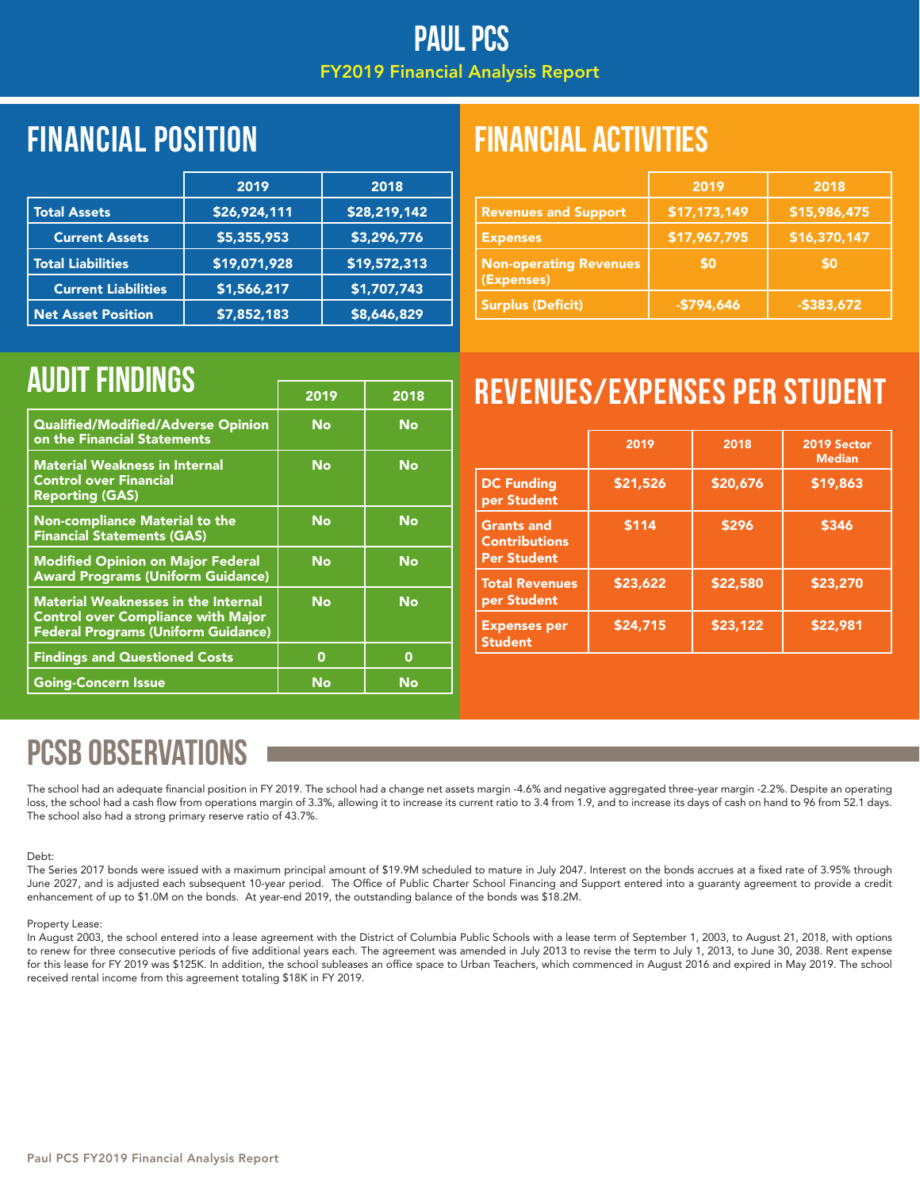# PAUL PCS

FY2019 Financial Analysis Report

## FINANCIAL POSITION

| | 2019 | 2018 |
|---|---|---|
| **Total Assets** | $26,924,111 | $28,219,142 |
| **Current Assets** | $5,355,953 | $3,296,776 |
| **Total Liabilities** | $19,071,928 | $19,572,313 |
| **Current Liabilities** | $1,566,217 | $1,707,743 |
| **Net Asset Position** | $7,852,183 | $8,646,829 |

## FINANCIAL ACTIVITIES

| | 2019 | 2018 |
|---|---|---|
| **Revenues and Support** | $17,173,149 | $15,986,475 |
| **Expenses** | $17,967,795 | $16,370,147 |
| **Non-operating Revenues (Expenses)** | $0 | $0 |
| **Surplus (Deficit)** | -$794,646 | -$383,672 |

## AUDIT FINDINGS

| | 2019 | 2018 |
|---|---|---|
| **Qualified/Modified/Adverse Opinion on the Financial Statements** | No | No |
| **Material Weakness in Internal Control over Financial Reporting (GAS)** | No | No |
| **Non-compliance Material to the Financial Statements (GAS)** | No | No |
| **Modified Opinion on Major Federal Award Programs (Uniform Guidance)** | No | No |
| **Material Weaknesses in the Internal Control over Compliance with Major Federal Programs (Uniform Guidance)** | No | No |
| **Findings and Questioned Costs** | 0 | 0 |
| **Going-Concern Issue** | No | No |

## REVENUES/EXPENSES PER STUDENT

| | 2019 | 2018 | 2019 Sector Median |
|---|---|---|---|
| **DC Funding per Student** | $21,526 | $20,676 | $19,863 |
| **Grants and Contributions Per Student** | $114 | $296 | $346 |
| **Total Revenues per Student** | $23,622 | $22,580 | $23,270 |
| **Expenses per Student** | $24,715 | $23,122 | $22,981 |

## PCSB OBSERVATIONS

The school had an adequate financial position in FY 2019. The school had a change net assets margin -4.6% and negative aggregated three-year margin -2.2%. Despite an operating loss, the school had a cash flow from operations margin of 3.3%, allowing it to increase its current ratio to 3.4 from 1.9, and to increase its days of cash on hand to 96 from 52.1 days. The school also had a strong primary reserve ratio of 43.7%.

Debt:
The Series 2017 bonds were issued with a maximum principal amount of $19.9M scheduled to mature in July 2047. Interest on the bonds accrues at a fixed rate of 3.95% through June 2027, and is adjusted each subsequent 10-year period. The Office of Public Charter School Financing and Support entered into a guaranty agreement to provide a credit enhancement of up to $1.0M on the bonds. At year-end 2019, the outstanding balance of the bonds was $18.2M.

Property Lease:
In August 2003, the school entered into a lease agreement with the District of Columbia Public Schools with a lease term of September 1, 2003, to August 21, 2018, with options to renew for three consecutive periods of five additional years each. The agreement was amended in July 2013 to revise the term to July 1, 2013, to June 30, 2038. Rent expense for this lease for FY 2019 was $125K. In addition, the school subleases an office space to Urban Teachers, which commenced in August 2016 and expired in May 2019. The school received rental income from this agreement totaling $18K in FY 2019.